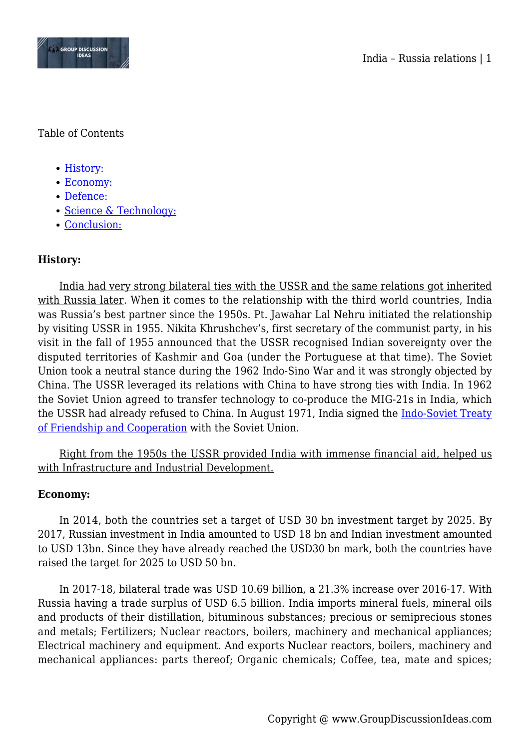Table of Contents

- History:
- Economy:
- Defence:
- Science & Technology:
- Conclusion:

**History:**

India had very strong bilateral ties with the USSR and the same relations got inherited with Russia later. When it comes to the relationship with the third world countries, India was Russia's best partner since the 1950s. Pt. Jawahar Lal Nehru initiated the relationship by visiting USSR in 1955. Nikita Khrushchev's, first secretary of the communist party, in his visit in the fall of 1955 announced that the USSR recognised Indian sovereignty over the disputed territories of Kashmir and Goa (under the Portuguese at that time). The Soviet Union took a neutral stance during the 1962 Indo-Sino War and it was strongly objected by China. The USSR leveraged its relations with China to have strong ties with India. In 1962 the Soviet Union agreed to transfer technology to co-produce the MIG-21s in India, which the USSR had already refused to China. In August 1971, India signed the Indo-Soviet Treaty of Friendship and Cooperation with the Soviet Union.

Right from the 1950s the USSR provided India with immense financial aid, helped us with Infrastructure and Industrial Development.

**Economy:**

In 2014, both the countries set a target of USD 30 bn investment target by 2025. By 2017, Russian investment in India amounted to USD 18 bn and Indian investment amounted to USD 13bn. Since they have already reached the USD30 bn mark, both the countries have raised the target for 2025 to USD 50 bn.

In 2017-18, bilateral trade was USD 10.69 billion, a 21.3% increase over 2016-17. With Russia having a trade surplus of USD 6.5 billion. India imports mineral fuels, mineral oils and products of their distillation, bituminous substances; precious or semiprecious stones and metals; Fertilizers; Nuclear reactors, boilers, machinery and mechanical appliances; Electrical machinery and equipment. And exports Nuclear reactors, boilers, machinery and mechanical appliances: parts thereof; Organic chemicals; Coffee, tea, mate and spices;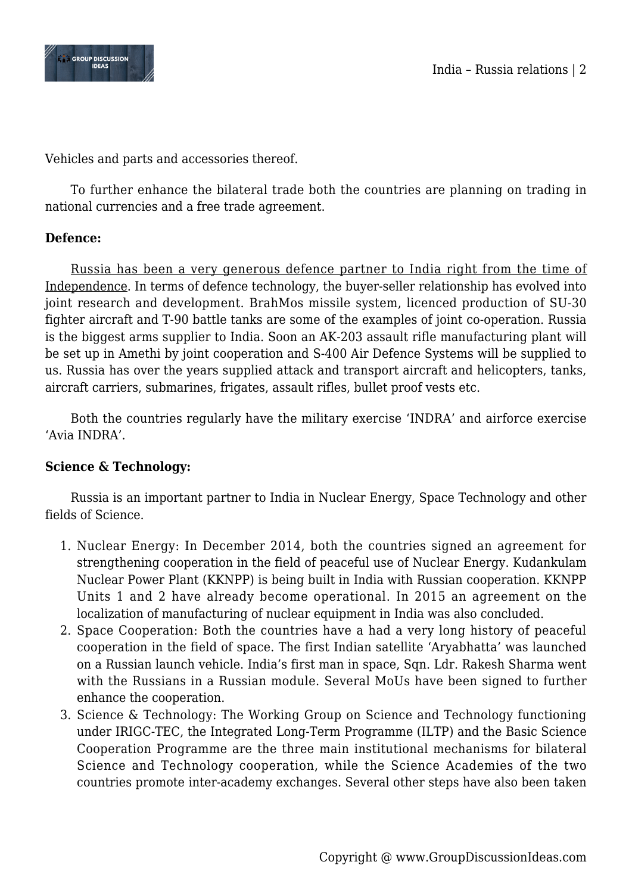Vehicles and parts and accessories thereof.

To further enhance the bilateral trade both the countries are planning on trading in national currencies and a free trade agreement.

**Defence:**

Russia has been a very generous defence partner to India right from the time of Independence. In terms of defence technology, the buyer-seller relationship has evolved into joint research and development. BrahMos missile system, licenced production of SU-30 fighter aircraft and T-90 battle tanks are some of the examples of joint co-operation. Russia is the biggest arms supplier to India. Soon an AK-203 assault rifle manufacturing plant will be set up in Amethi by joint cooperation and S-400 Air Defence Systems will be supplied to us. Russia has over the years supplied attack and transport aircraft and helicopters, tanks, aircraft carriers, submarines, frigates, assault rifles, bullet proof vests etc.

Both the countries regularly have the military exercise 'INDRA' and airforce exercise 'Avia INDRA'.

**Science & Technology:**

Russia is an important partner to India in Nuclear Energy, Space Technology and other fields of Science.

1. Nuclear Energy: In December 2014, both the countries signed an agreement for strengthening cooperation in the field of peaceful use of Nuclear Energy. Kudankulam Nuclear Power Plant (KKNPP) is being built in India with Russian cooperation. KKNPP Units 1 and 2 have already become operational. In 2015 an agreement on the localization of manufacturing of nuclear equipment in India was also concluded.
2. Space Cooperation: Both the countries have a had a very long history of peaceful cooperation in the field of space. The first Indian satellite 'Aryabhatta' was launched on a Russian launch vehicle. India's first man in space, Sqn. Ldr. Rakesh Sharma went with the Russians in a Russian module. Several MoUs have been signed to further enhance the cooperation.
3. Science & Technology: The Working Group on Science and Technology functioning under IRIGC-TEC, the Integrated Long-Term Programme (ILTP) and the Basic Science Cooperation Programme are the three main institutional mechanisms for bilateral Science and Technology cooperation, while the Science Academies of the two countries promote inter-academy exchanges. Several other steps have also been taken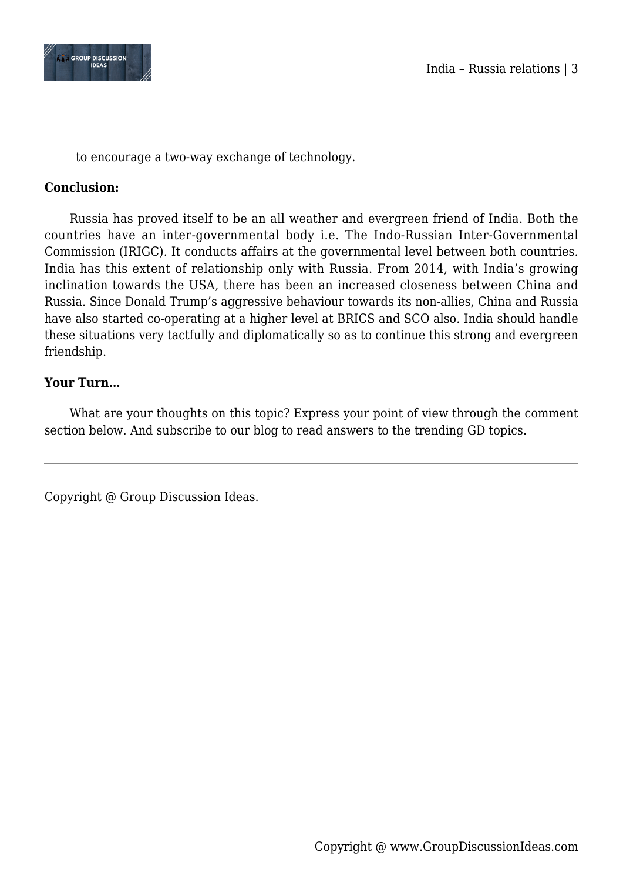to encourage a two-way exchange of technology.

**Conclusion:**

Russia has proved itself to be an all weather and evergreen friend of India. Both the countries have an inter-governmental body i.e. The Indo-Russian Inter-Governmental Commission (IRIGC). It conducts affairs at the governmental level between both countries. India has this extent of relationship only with Russia. From 2014, with India's growing inclination towards the USA, there has been an increased closeness between China and Russia. Since Donald Trump's aggressive behaviour towards its non-allies, China and Russia have also started co-operating at a higher level at BRICS and SCO also. India should handle these situations very tactfully and diplomatically so as to continue this strong and evergreen friendship.

**Your Turn…**

What are your thoughts on this topic? Express your point of view through the comment section below. And subscribe to our blog to read answers to the trending GD topics.

---

Copyright @ Group Discussion Ideas.